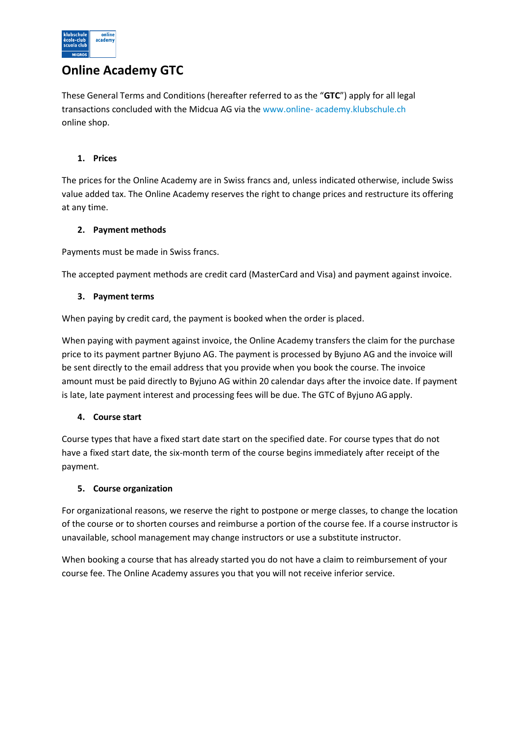# Online Academy GTC

These General Terms and Conditions (hereafter referred to as the "**GTC**") apply for all legal transactions concluded with the Midcua AG via the www.online- academy.klubschule.ch online shop.

## 1. Prices

The prices for the Online Academy are in Swiss francs and, unless indicated otherwise, include Swiss value added tax. The Online Academy reserves the right to change prices and restructure its offering at any time.

## 2. Payment methods

Payments must be made in Swiss francs.

The accepted payment methods are credit card (MasterCard and Visa) and payment against invoice.

## 3. Payment terms

When paying by credit card, the payment is booked when the order is placed.

When paying with payment against invoice, the Online Academy transfers the claim for the purchase price to its payment partner Byjuno AG. The payment is processed by Byjuno AG and the invoice will be sent directly to the email address that you provide when you book the course. The invoice amount must be paid directly to Byjuno AG within 20 calendar days after the invoice date. If payment is late, late payment interest and processing fees will be due. The GTC of Byjuno AG apply.

## 4. Course start

Course types that have a fixed start date start on the specified date. For course types that do not have a fixed start date, the six-month term of the course begins immediately after receipt of the payment.

## 5. Course organization

For organizational reasons, we reserve the right to postpone or merge classes, to change the location of the course or to shorten courses and reimburse a portion of the course fee. If a course instructor is unavailable, school management may change instructors or use a substitute instructor.

When booking a course that has already started you do not have a claim to reimbursement of your course fee. The Online Academy assures you that you will not receive inferior service.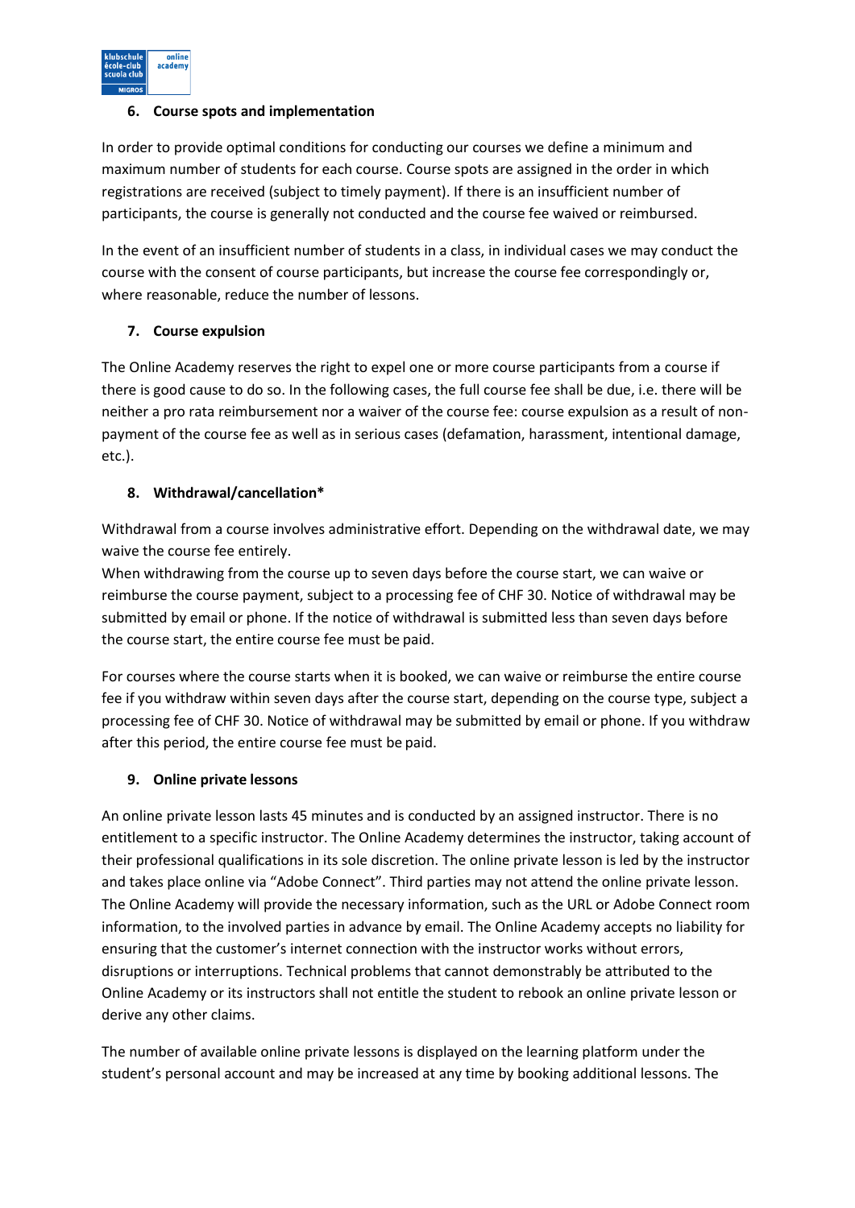## 6. Course spots and implementation

In order to provide optimal conditions for conducting our courses we define a minimum and maximum number of students for each course. Course spots are assigned in the order in which registrations are received (subject to timely payment). If there is an insufficient number of participants, the course is generally not conducted and the course fee waived or reimbursed.

In the event of an insufficient number of students in a class, in individual cases we may conduct the course with the consent of course participants, but increase the course fee correspondingly or, where reasonable, reduce the number of lessons.

## 7. Course expulsion

The Online Academy reserves the right to expel one or more course participants from a course if there is good cause to do so. In the following cases, the full course fee shall be due, i.e. there will be neither a pro rata reimbursement nor a waiver of the course fee: course expulsion as a result of non-payment of the course fee as well as in serious cases (defamation, harassment, intentional damage, etc.).

## 8. Withdrawal/cancellation*

Withdrawal from a course involves administrative effort. Depending on the withdrawal date, we may waive the course fee entirely.

When withdrawing from the course up to seven days before the course start, we can waive or reimburse the course payment, subject to a processing fee of CHF 30. Notice of withdrawal may be submitted by email or phone. If the notice of withdrawal is submitted less than seven days before the course start, the entire course fee must be paid.

For courses where the course starts when it is booked, we can waive or reimburse the entire course fee if you withdraw within seven days after the course start, depending on the course type, subject a processing fee of CHF 30. Notice of withdrawal may be submitted by email or phone. If you withdraw after this period, the entire course fee must be paid.

## 9. Online private lessons

An online private lesson lasts 45 minutes and is conducted by an assigned instructor. There is no entitlement to a specific instructor. The Online Academy determines the instructor, taking account of their professional qualifications in its sole discretion. The online private lesson is led by the instructor and takes place online via "Adobe Connect". Third parties may not attend the online private lesson. The Online Academy will provide the necessary information, such as the URL or Adobe Connect room information, to the involved parties in advance by email. The Online Academy accepts no liability for ensuring that the customer's internet connection with the instructor works without errors, disruptions or interruptions. Technical problems that cannot demonstrably be attributed to the Online Academy or its instructors shall not entitle the student to rebook an online private lesson or derive any other claims.

The number of available online private lessons is displayed on the learning platform under the student's personal account and may be increased at any time by booking additional lessons. The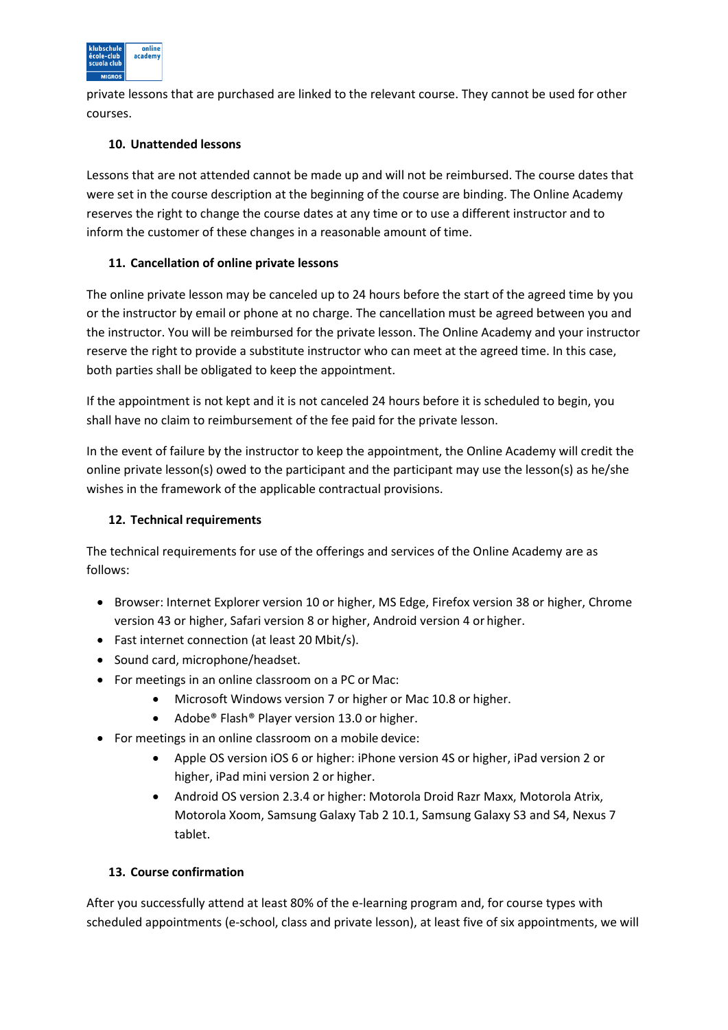private lessons that are purchased are linked to the relevant course. They cannot be used for other courses.

## 10. Unattended lessons

Lessons that are not attended cannot be made up and will not be reimbursed. The course dates that were set in the course description at the beginning of the course are binding. The Online Academy reserves the right to change the course dates at any time or to use a different instructor and to inform the customer of these changes in a reasonable amount of time.

## 11. Cancellation of online private lessons

The online private lesson may be canceled up to 24 hours before the start of the agreed time by you or the instructor by email or phone at no charge. The cancellation must be agreed between you and the instructor. You will be reimbursed for the private lesson. The Online Academy and your instructor reserve the right to provide a substitute instructor who can meet at the agreed time. In this case, both parties shall be obligated to keep the appointment.

If the appointment is not kept and it is not canceled 24 hours before it is scheduled to begin, you shall have no claim to reimbursement of the fee paid for the private lesson.

In the event of failure by the instructor to keep the appointment, the Online Academy will credit the online private lesson(s) owed to the participant and the participant may use the lesson(s) as he/she wishes in the framework of the applicable contractual provisions.

## 12. Technical requirements

The technical requirements for use of the offerings and services of the Online Academy are as follows:

- Browser: Internet Explorer version 10 or higher, MS Edge, Firefox version 38 or higher, Chrome version 43 or higher, Safari version 8 or higher, Android version 4 or higher.
- Fast internet connection (at least 20 Mbit/s).
- Sound card, microphone/headset.
- For meetings in an online classroom on a PC or Mac:
  - Microsoft Windows version 7 or higher or Mac 10.8 or higher.
  - Adobe® Flash® Player version 13.0 or higher.
- For meetings in an online classroom on a mobile device:
  - Apple OS version iOS 6 or higher: iPhone version 4S or higher, iPad version 2 or higher, iPad mini version 2 or higher.
  - Android OS version 2.3.4 or higher: Motorola Droid Razr Maxx, Motorola Atrix, Motorola Xoom, Samsung Galaxy Tab 2 10.1, Samsung Galaxy S3 and S4, Nexus 7 tablet.

## 13. Course confirmation

After you successfully attend at least 80% of the e-learning program and, for course types with scheduled appointments (e-school, class and private lesson), at least five of six appointments, we will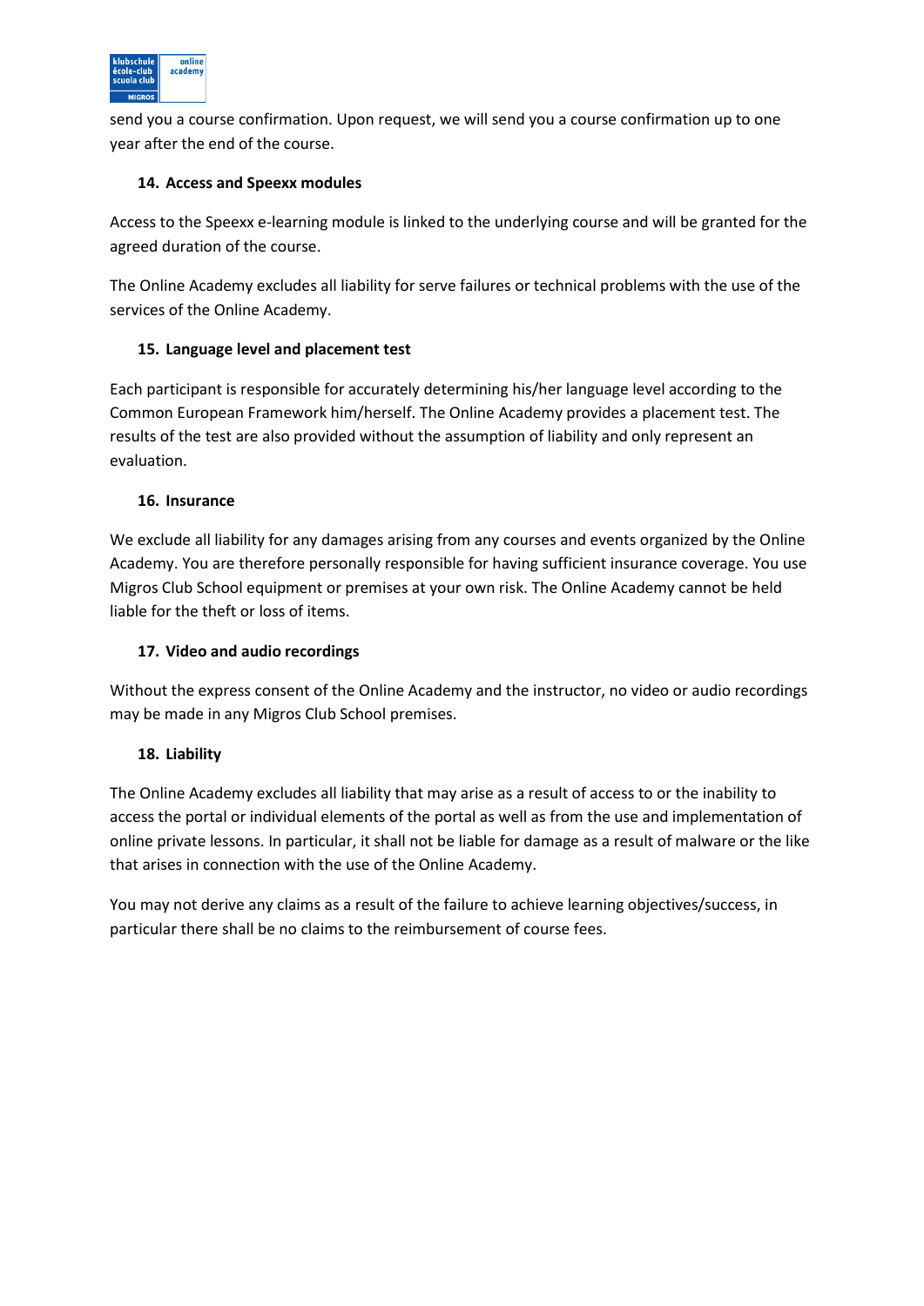send you a course confirmation. Upon request, we will send you a course confirmation up to one year after the end of the course.

## 14. Access and Speexx modules

Access to the Speexx e-learning module is linked to the underlying course and will be granted for the agreed duration of the course.

The Online Academy excludes all liability for serve failures or technical problems with the use of the services of the Online Academy.

## 15. Language level and placement test

Each participant is responsible for accurately determining his/her language level according to the Common European Framework him/herself. The Online Academy provides a placement test. The results of the test are also provided without the assumption of liability and only represent an evaluation.

## 16. Insurance

We exclude all liability for any damages arising from any courses and events organized by the Online Academy. You are therefore personally responsible for having sufficient insurance coverage. You use Migros Club School equipment or premises at your own risk. The Online Academy cannot be held liable for the theft or loss of items.

## 17. Video and audio recordings

Without the express consent of the Online Academy and the instructor, no video or audio recordings may be made in any Migros Club School premises.

## 18. Liability

The Online Academy excludes all liability that may arise as a result of access to or the inability to access the portal or individual elements of the portal as well as from the use and implementation of online private lessons. In particular, it shall not be liable for damage as a result of malware or the like that arises in connection with the use of the Online Academy.

You may not derive any claims as a result of the failure to achieve learning objectives/success, in particular there shall be no claims to the reimbursement of course fees.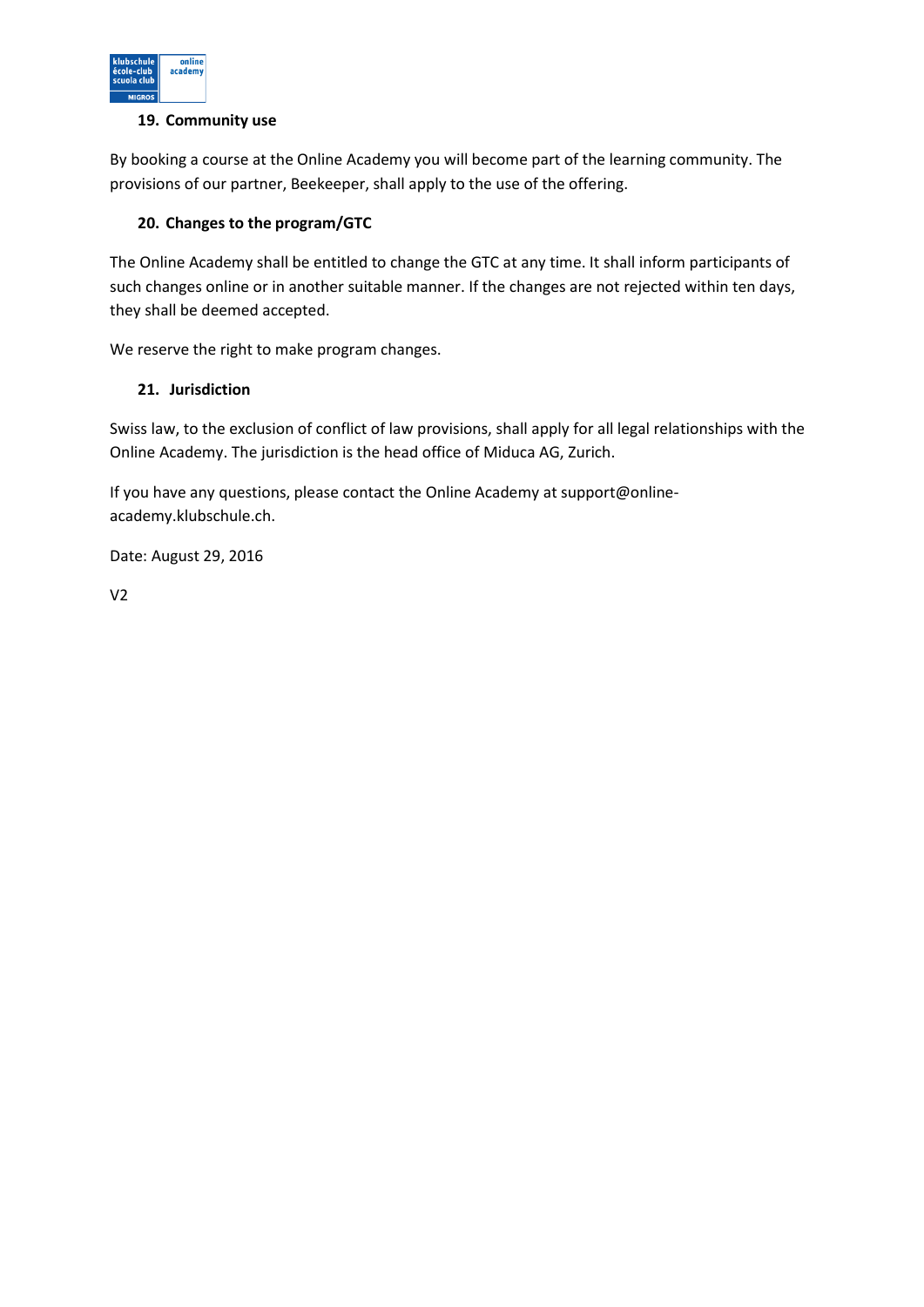## 19. Community use

By booking a course at the Online Academy you will become part of the learning community. The provisions of our partner, Beekeeper, shall apply to the use of the offering.

## 20. Changes to the program/GTC

The Online Academy shall be entitled to change the GTC at any time. It shall inform participants of such changes online or in another suitable manner. If the changes are not rejected within ten days, they shall be deemed accepted.

We reserve the right to make program changes.

## 21. Jurisdiction

Swiss law, to the exclusion of conflict of law provisions, shall apply for all legal relationships with the Online Academy. The jurisdiction is the head office of Miduca AG, Zurich.

If you have any questions, please contact the Online Academy at support@online-academy.klubschule.ch.

Date: August 29, 2016

V2